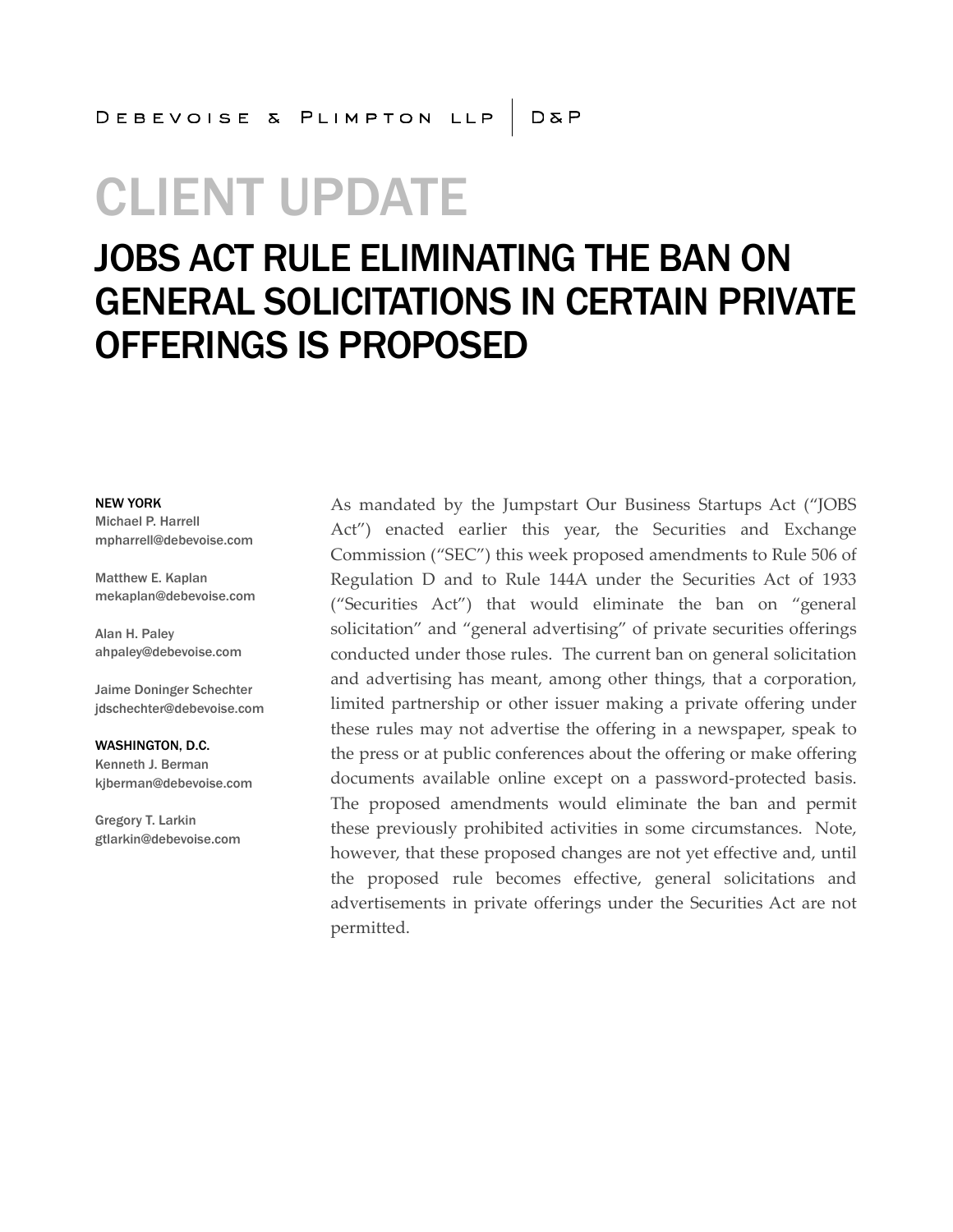DEBEVOISE & PLIMPTON LLP | D&P

# CLIENT UPDATE

## JOBS ACT RULE ELIMINATING THE BAN ON GENERAL SOLICITATIONS IN CERTAIN PRIVATE OFFERINGS IS PROPOSED

**NEW YORK**
Michael P. Harrell
mpharrell@debevoise.com

Matthew E. Kaplan
mekaplan@debevoise.com

Alan H. Paley
ahpaley@debevoise.com

Jaime Doninger Schechter
jdschechter@debevoise.com

**WASHINGTON, D.C.**
Kenneth J. Berman
kjberman@debevoise.com

Gregory T. Larkin
gtlarkin@debevoise.com

As mandated by the Jumpstart Our Business Startups Act ("JOBS Act") enacted earlier this year, the Securities and Exchange Commission ("SEC") this week proposed amendments to Rule 506 of Regulation D and to Rule 144A under the Securities Act of 1933 ("Securities Act") that would eliminate the ban on "general solicitation" and "general advertising" of private securities offerings conducted under those rules. The current ban on general solicitation and advertising has meant, among other things, that a corporation, limited partnership or other issuer making a private offering under these rules may not advertise the offering in a newspaper, speak to the press or at public conferences about the offering or make offering documents available online except on a password-protected basis. The proposed amendments would eliminate the ban and permit these previously prohibited activities in some circumstances. Note, however, that these proposed changes are not yet effective and, until the proposed rule becomes effective, general solicitations and advertisements in private offerings under the Securities Act are not permitted.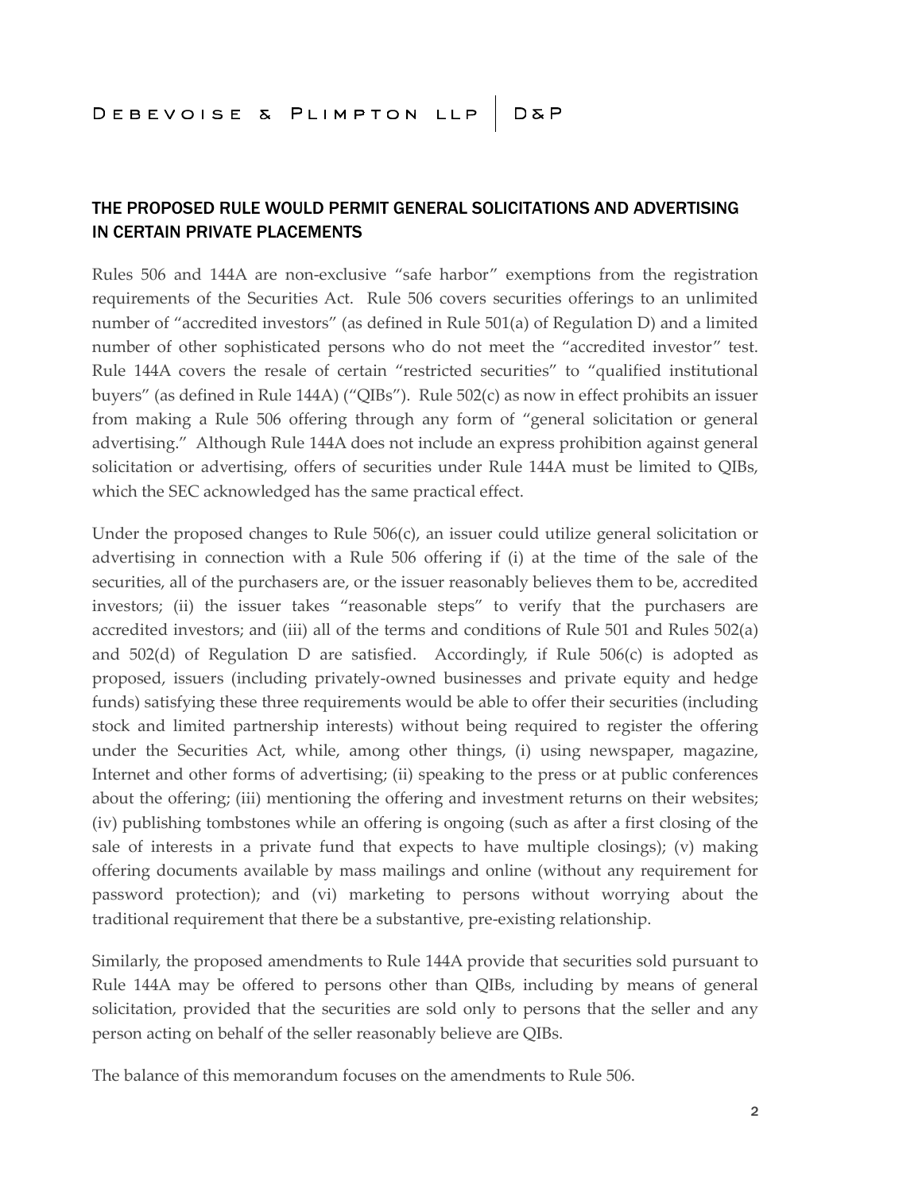## THE PROPOSED RULE WOULD PERMIT GENERAL SOLICITATIONS AND ADVERTISING IN CERTAIN PRIVATE PLACEMENTS

Rules 506 and 144A are non-exclusive "safe harbor" exemptions from the registration requirements of the Securities Act. Rule 506 covers securities offerings to an unlimited number of "accredited investors" (as defined in Rule 501(a) of Regulation D) and a limited number of other sophisticated persons who do not meet the "accredited investor" test. Rule 144A covers the resale of certain "restricted securities" to "qualified institutional buyers" (as defined in Rule 144A) ("QIBs"). Rule 502(c) as now in effect prohibits an issuer from making a Rule 506 offering through any form of "general solicitation or general advertising." Although Rule 144A does not include an express prohibition against general solicitation or advertising, offers of securities under Rule 144A must be limited to QIBs, which the SEC acknowledged has the same practical effect.

Under the proposed changes to Rule 506(c), an issuer could utilize general solicitation or advertising in connection with a Rule 506 offering if (i) at the time of the sale of the securities, all of the purchasers are, or the issuer reasonably believes them to be, accredited investors; (ii) the issuer takes "reasonable steps" to verify that the purchasers are accredited investors; and (iii) all of the terms and conditions of Rule 501 and Rules 502(a) and 502(d) of Regulation D are satisfied. Accordingly, if Rule 506(c) is adopted as proposed, issuers (including privately-owned businesses and private equity and hedge funds) satisfying these three requirements would be able to offer their securities (including stock and limited partnership interests) without being required to register the offering under the Securities Act, while, among other things, (i) using newspaper, magazine, Internet and other forms of advertising; (ii) speaking to the press or at public conferences about the offering; (iii) mentioning the offering and investment returns on their websites; (iv) publishing tombstones while an offering is ongoing (such as after a first closing of the sale of interests in a private fund that expects to have multiple closings); (v) making offering documents available by mass mailings and online (without any requirement for password protection); and (vi) marketing to persons without worrying about the traditional requirement that there be a substantive, pre-existing relationship.

Similarly, the proposed amendments to Rule 144A provide that securities sold pursuant to Rule 144A may be offered to persons other than QIBs, including by means of general solicitation, provided that the securities are sold only to persons that the seller and any person acting on behalf of the seller reasonably believe are QIBs.

The balance of this memorandum focuses on the amendments to Rule 506.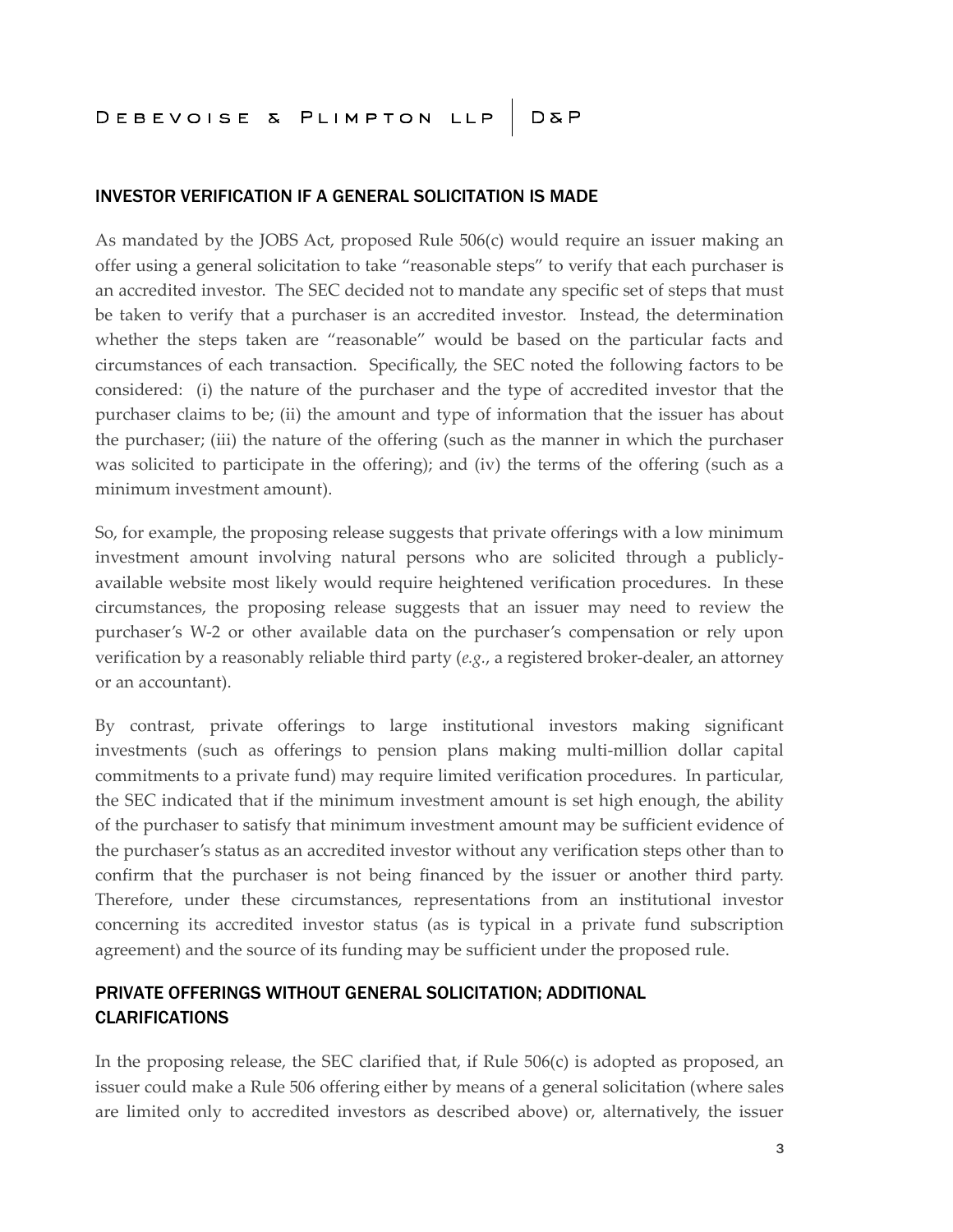## INVESTOR VERIFICATION IF A GENERAL SOLICITATION IS MADE

As mandated by the JOBS Act, proposed Rule 506(c) would require an issuer making an offer using a general solicitation to take "reasonable steps" to verify that each purchaser is an accredited investor. The SEC decided not to mandate any specific set of steps that must be taken to verify that a purchaser is an accredited investor. Instead, the determination whether the steps taken are "reasonable" would be based on the particular facts and circumstances of each transaction. Specifically, the SEC noted the following factors to be considered: (i) the nature of the purchaser and the type of accredited investor that the purchaser claims to be; (ii) the amount and type of information that the issuer has about the purchaser; (iii) the nature of the offering (such as the manner in which the purchaser was solicited to participate in the offering); and (iv) the terms of the offering (such as a minimum investment amount).

So, for example, the proposing release suggests that private offerings with a low minimum investment amount involving natural persons who are solicited through a publicly-available website most likely would require heightened verification procedures. In these circumstances, the proposing release suggests that an issuer may need to review the purchaser's W-2 or other available data on the purchaser's compensation or rely upon verification by a reasonably reliable third party (*e.g.*, a registered broker-dealer, an attorney or an accountant).

By contrast, private offerings to large institutional investors making significant investments (such as offerings to pension plans making multi-million dollar capital commitments to a private fund) may require limited verification procedures. In particular, the SEC indicated that if the minimum investment amount is set high enough, the ability of the purchaser to satisfy that minimum investment amount may be sufficient evidence of the purchaser's status as an accredited investor without any verification steps other than to confirm that the purchaser is not being financed by the issuer or another third party. Therefore, under these circumstances, representations from an institutional investor concerning its accredited investor status (as is typical in a private fund subscription agreement) and the source of its funding may be sufficient under the proposed rule.

## PRIVATE OFFERINGS WITHOUT GENERAL SOLICITATION; ADDITIONAL CLARIFICATIONS

In the proposing release, the SEC clarified that, if Rule 506(c) is adopted as proposed, an issuer could make a Rule 506 offering either by means of a general solicitation (where sales are limited only to accredited investors as described above) or, alternatively, the issuer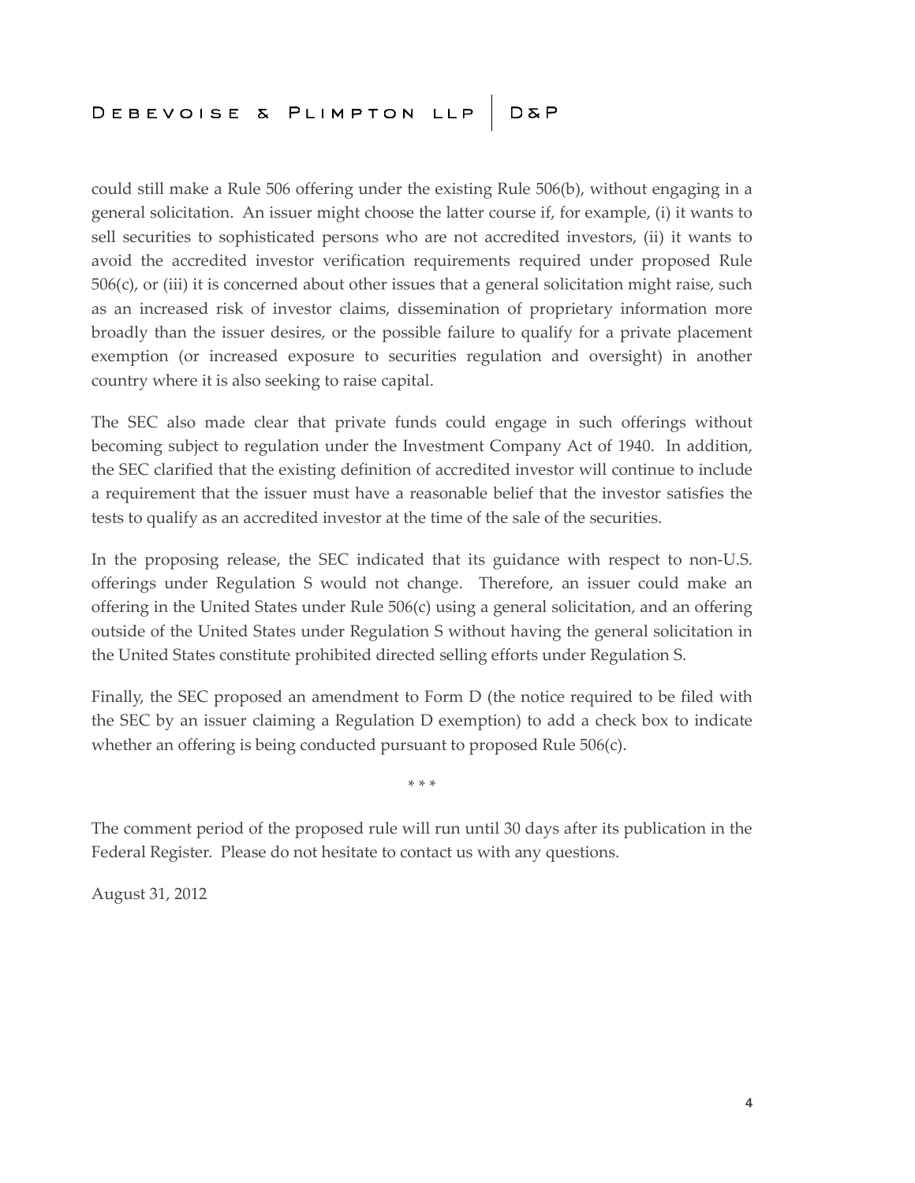could still make a Rule 506 offering under the existing Rule 506(b), without engaging in a general solicitation. An issuer might choose the latter course if, for example, (i) it wants to sell securities to sophisticated persons who are not accredited investors, (ii) it wants to avoid the accredited investor verification requirements required under proposed Rule 506(c), or (iii) it is concerned about other issues that a general solicitation might raise, such as an increased risk of investor claims, dissemination of proprietary information more broadly than the issuer desires, or the possible failure to qualify for a private placement exemption (or increased exposure to securities regulation and oversight) in another country where it is also seeking to raise capital.

The SEC also made clear that private funds could engage in such offerings without becoming subject to regulation under the Investment Company Act of 1940. In addition, the SEC clarified that the existing definition of accredited investor will continue to include a requirement that the issuer must have a reasonable belief that the investor satisfies the tests to qualify as an accredited investor at the time of the sale of the securities.

In the proposing release, the SEC indicated that its guidance with respect to non-U.S. offerings under Regulation S would not change. Therefore, an issuer could make an offering in the United States under Rule 506(c) using a general solicitation, and an offering outside of the United States under Regulation S without having the general solicitation in the United States constitute prohibited directed selling efforts under Regulation S.

Finally, the SEC proposed an amendment to Form D (the notice required to be filed with the SEC by an issuer claiming a Regulation D exemption) to add a check box to indicate whether an offering is being conducted pursuant to proposed Rule 506(c).

\* \* \*

The comment period of the proposed rule will run until 30 days after its publication in the Federal Register. Please do not hesitate to contact us with any questions.

August 31, 2012